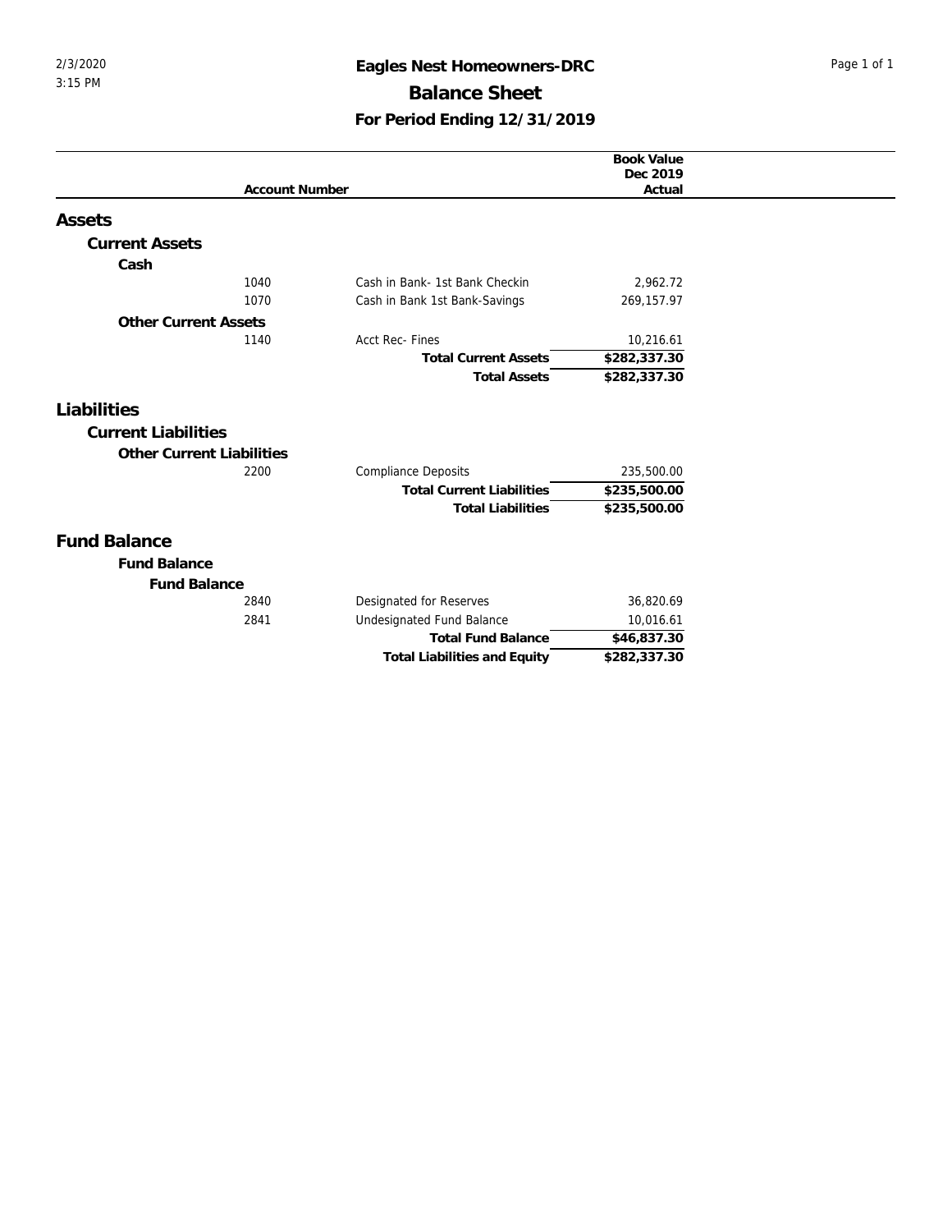# Eagles Nest Homeowners-DRC

## Balance Sheet

### For Period Ending 12/31/2019

| Account Number | | Book Value Dec 2019 Actual |
|---|---|---|
| **Assets** | | |
| **Current Assets** | | |
| **Cash** | | |
| 1040 | Cash in Bank- 1st Bank Checkin | 2,962.72 |
| 1070 | Cash in Bank 1st Bank-Savings | 269,157.97 |
| **Other Current Assets** | | |
| 1140 | Acct Rec- Fines | 10,216.61 |
| | **Total Current Assets** | **$282,337.30** |
| | **Total Assets** | **$282,337.30** |
| **Liabilities** | | |
| **Current Liabilities** | | |
| **Other Current Liabilities** | | |
| 2200 | Compliance Deposits | 235,500.00 |
| | **Total Current Liabilities** | **$235,500.00** |
| | **Total Liabilities** | **$235,500.00** |
| **Fund Balance** | | |
| **Fund Balance** | | |
| **Fund Balance** | | |
| 2840 | Designated for Reserves | 36,820.69 |
| 2841 | Undesignated Fund Balance | 10,016.61 |
| | **Total Fund Balance** | **$46,837.30** |
| | **Total Liabilities and Equity** | **$282,337.30** |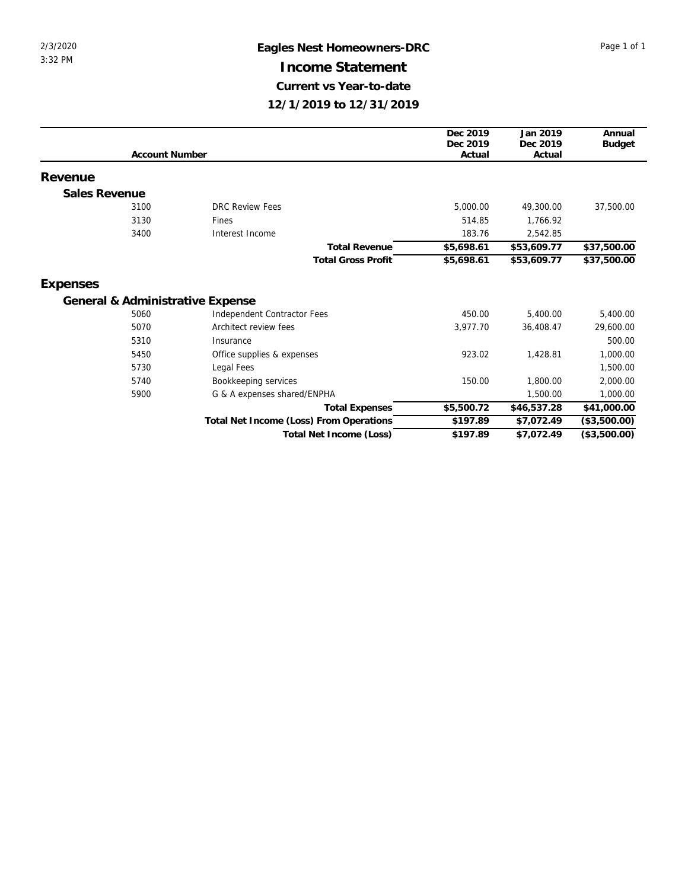2/3/2020
3:32 PM

# Eagles Nest Homeowners-DRC
## Income Statement
### Current vs Year-to-date
### 12/1/2019 to 12/31/2019

| Account Number | | Dec 2019 Dec 2019 Actual | Jan 2019 Dec 2019 Actual | Annual Budget |
|---|---|---|---|---|
| **Revenue** | | | | |
| **Sales Revenue** | | | | |
| 3100 | DRC Review Fees | 5,000.00 | 49,300.00 | 37,500.00 |
| 3130 | Fines | 514.85 | 1,766.92 | |
| 3400 | Interest Income | 183.76 | 2,542.85 | |
| | **Total Revenue** | **$5,698.61** | **$53,609.77** | **$37,500.00** |
| | **Total Gross Profit** | **$5,698.61** | **$53,609.77** | **$37,500.00** |
| **Expenses** | | | | |
| **General & Administrative Expense** | | | | |
| 5060 | Independent Contractor Fees | 450.00 | 5,400.00 | 5,400.00 |
| 5070 | Architect review fees | 3,977.70 | 36,408.47 | 29,600.00 |
| 5310 | Insurance | | | 500.00 |
| 5450 | Office supplies & expenses | 923.02 | 1,428.81 | 1,000.00 |
| 5730 | Legal Fees | | | 1,500.00 |
| 5740 | Bookkeeping services | 150.00 | 1,800.00 | 2,000.00 |
| 5900 | G & A expenses shared/ENPHA | | 1,500.00 | 1,000.00 |
| | **Total Expenses** | **$5,500.72** | **$46,537.28** | **$41,000.00** |
| | **Total Net Income (Loss) From Operations** | **$197.89** | **$7,072.49** | **($3,500.00)** |
| | **Total Net Income (Loss)** | **$197.89** | **$7,072.49** | **($3,500.00)** |